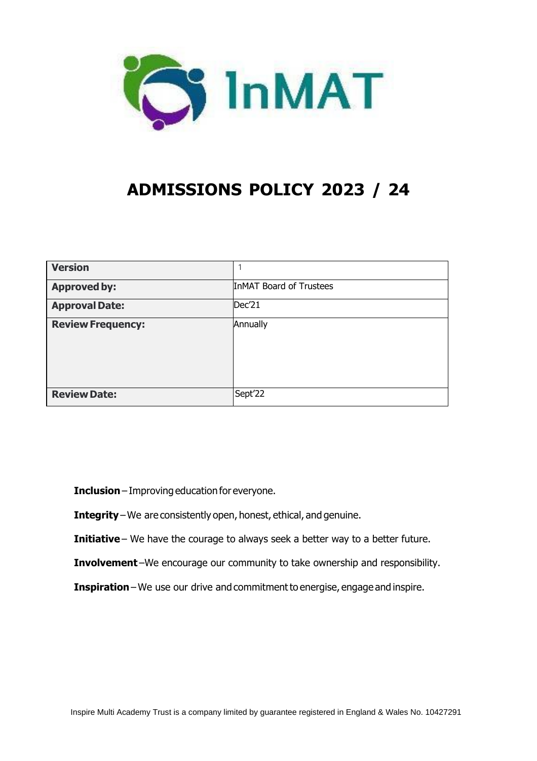InMAT

# ADMISSIONS POLICY 2023 / 24

| **Version** | 1 |
|---|---|
| **Approved by:** | InMAT Board of Trustees |
| **Approval Date:** | Dec'21 |
| **Review Frequency:** | Annually |
| **Review Date:** | Sept'22 |

**Inclusion** – Improving education for everyone.

**Integrity** – We are consistently open, honest, ethical, and genuine.

**Initiative** – We have the courage to always seek a better way to a better future.

**Involvement** –We encourage our community to take ownership and responsibility.

**Inspiration** – We use our drive and commitment to energise, engage and inspire.

Inspire Multi Academy Trust is a company limited by guarantee registered in England & Wales No. 10427291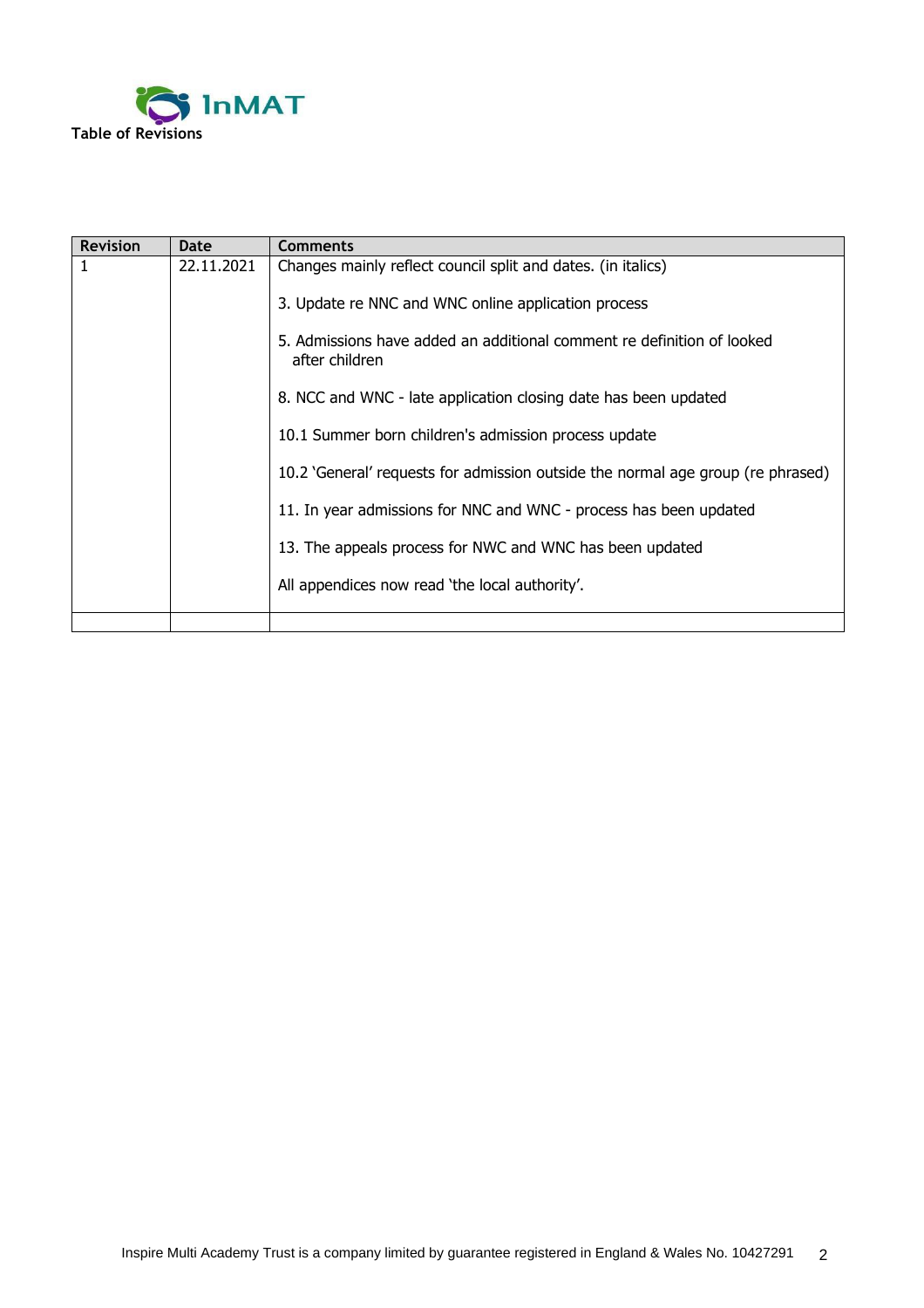**Table of Revisions**

| Revision | Date | Comments |
|---|---|---|
| 1 | 22.11.2021 | Changes mainly reflect council split and dates. (in italics)<br><br>3. Update re NNC and WNC online application process<br><br>5. Admissions have added an additional comment re definition of looked after children<br><br>8. NCC and WNC - late application closing date has been updated<br><br>10.1 Summer born children's admission process update<br><br>10.2 'General' requests for admission outside the normal age group (re phrased)<br><br>11. In year admissions for NNC and WNC - process has been updated<br><br>13. The appeals process for NWC and WNC has been updated<br><br>All appendices now read 'the local authority'. |
| | | |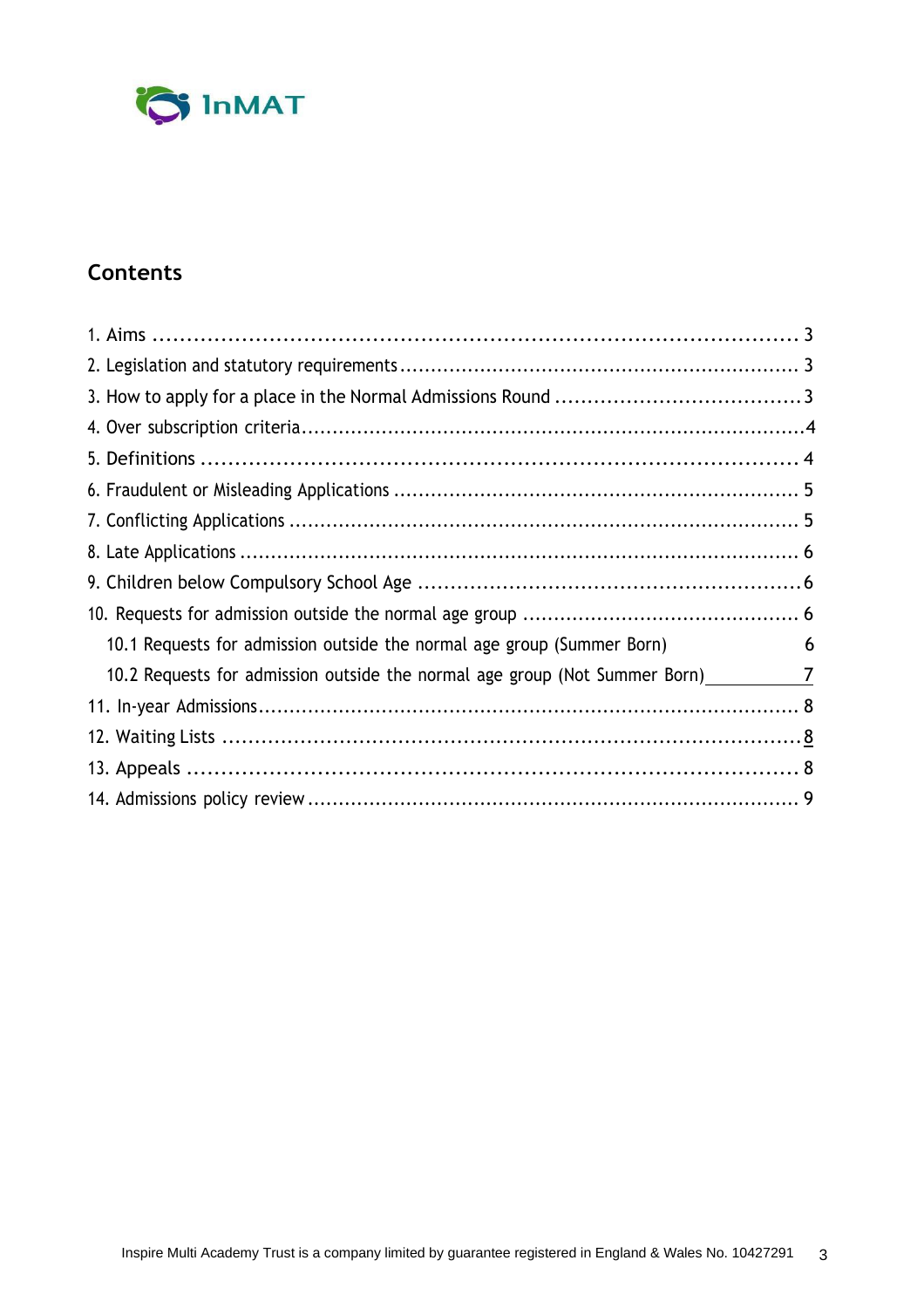## Contents

1. Aims ... 3
2. Legislation and statutory requirements ... 3
3. How to apply for a place in the Normal Admissions Round ... 3
4. Over subscription criteria ... 4
5. Definitions ... 4
6. Fraudulent or Misleading Applications ... 5
7. Conflicting Applications ... 5
8. Late Applications ... 6
9. Children below Compulsory School Age ... 6
10. Requests for admission outside the normal age group ... 6
    - 10.1 Requests for admission outside the normal age group (Summer Born) 6
    - 10.2 Requests for admission outside the normal age group (Not Summer Born) 7
11. In-year Admissions ... 8
12. Waiting Lists ... 8
13. Appeals ... 8
14. Admissions policy review ... 9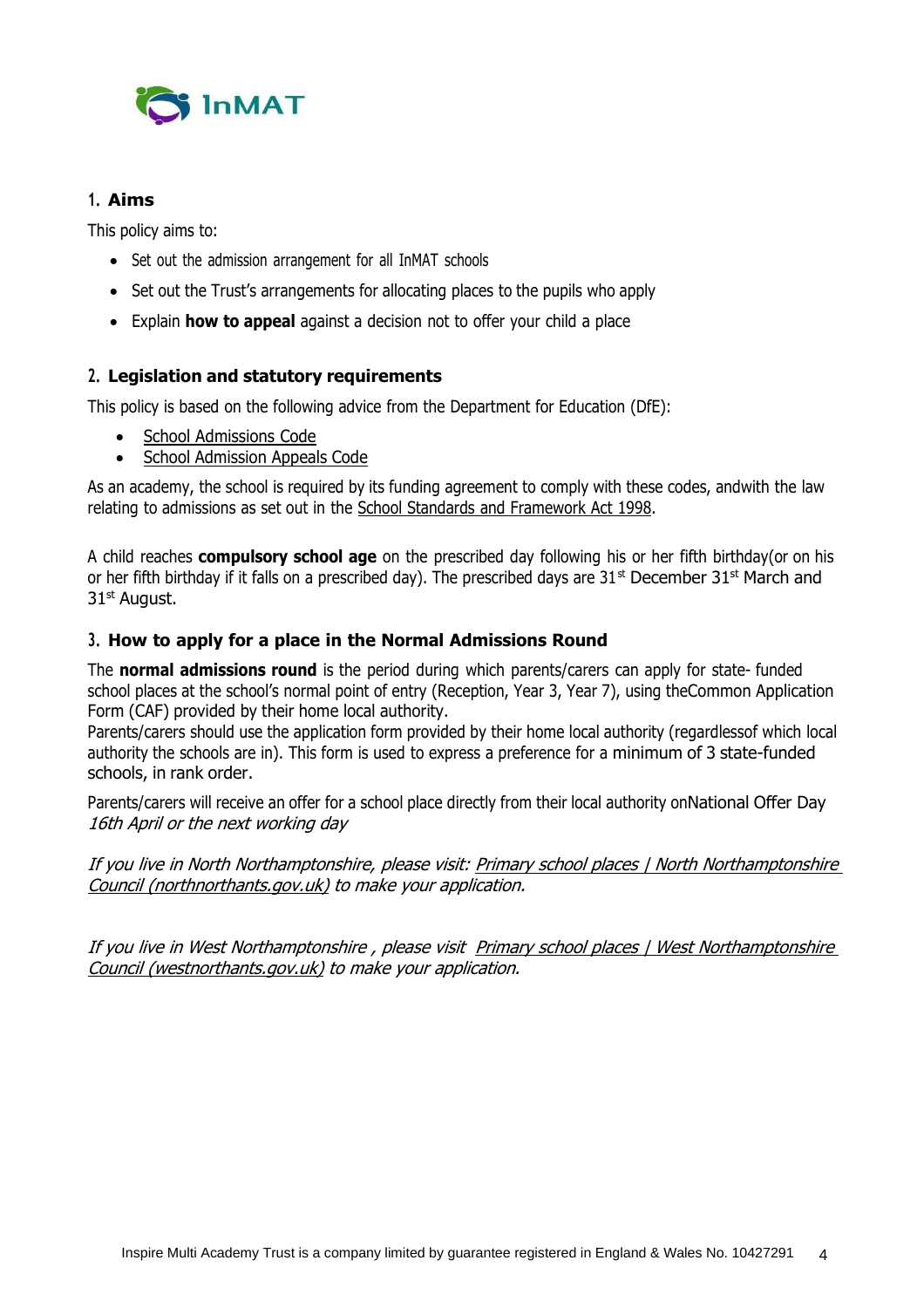## 1. Aims

This policy aims to:

- Set out the admission arrangement for all InMAT schools
- Set out the Trust's arrangements for allocating places to the pupils who apply
- Explain **how to appeal** against a decision not to offer your child a place

## 2. Legislation and statutory requirements

This policy is based on the following advice from the Department for Education (DfE):

- School Admissions Code
- School Admission Appeals Code

As an academy, the school is required by its funding agreement to comply with these codes, andwith the law relating to admissions as set out in the School Standards and Framework Act 1998.

A child reaches **compulsory school age** on the prescribed day following his or her fifth birthday(or on his or her fifth birthday if it falls on a prescribed day). The prescribed days are 31st December 31st March and 31st August.

## 3. How to apply for a place in the Normal Admissions Round

The **normal admissions round** is the period during which parents/carers can apply for state- funded school places at the school's normal point of entry (Reception, Year 3, Year 7), using theCommon Application Form (CAF) provided by their home local authority.

Parents/carers should use the application form provided by their home local authority (regardlessof which local authority the schools are in). This form is used to express a preference for a minimum of 3 state-funded schools, in rank order.

Parents/carers will receive an offer for a school place directly from their local authority onNational Offer Day *16th April or the next working day*

*If you live in North Northamptonshire, please visit: Primary school places | North Northamptonshire Council (northnorthants.gov.uk) to make your application.*

*If you live in West Northamptonshire , please visit Primary school places | West Northamptonshire Council (westnorthants.gov.uk) to make your application.*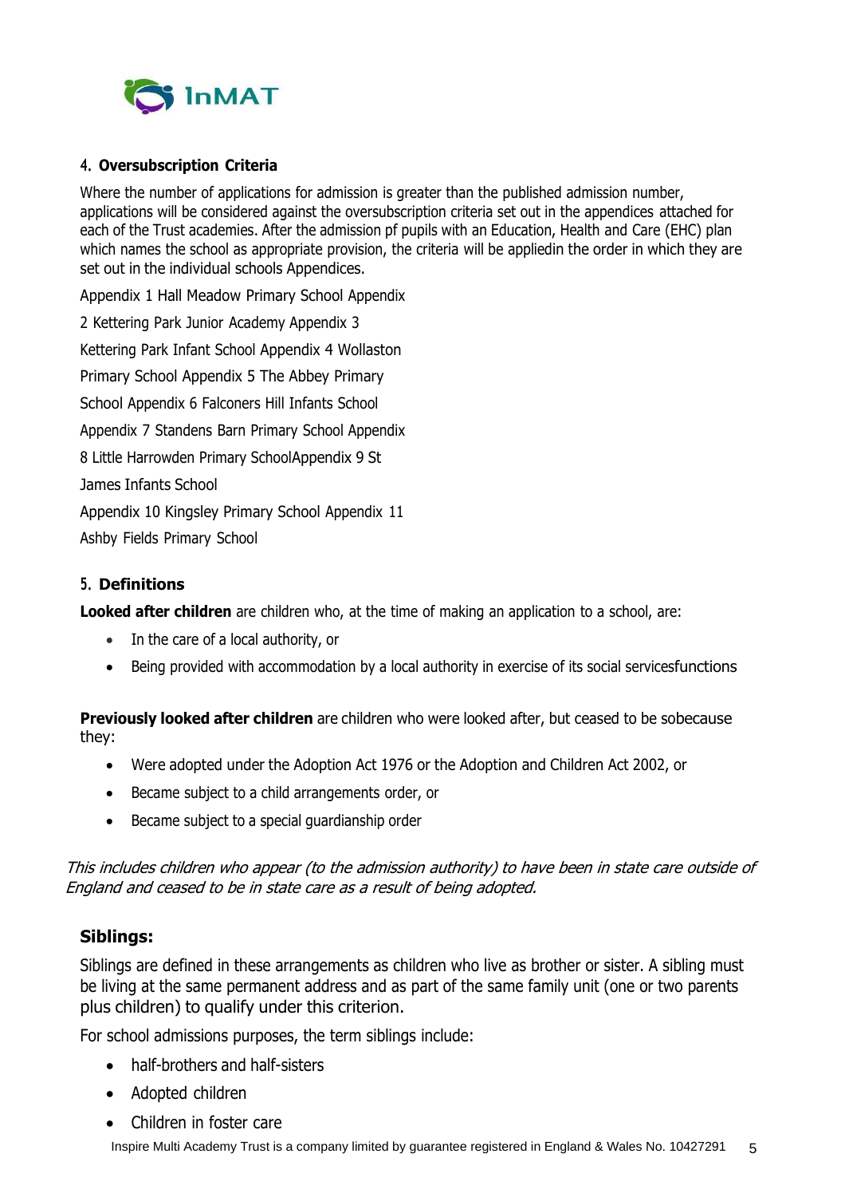## 4. Oversubscription Criteria

Where the number of applications for admission is greater than the published admission number, applications will be considered against the oversubscription criteria set out in the appendices attached for each of the Trust academies. After the admission pf pupils with an Education, Health and Care (EHC) plan which names the school as appropriate provision, the criteria will be appliedin the order in which they are set out in the individual schools Appendices.

Appendix 1 Hall Meadow Primary School Appendix 2 Kettering Park Junior Academy Appendix 3 Kettering Park Infant School Appendix 4 Wollaston Primary School Appendix 5 The Abbey Primary School Appendix 6 Falconers Hill Infants School Appendix 7 Standens Barn Primary School Appendix 8 Little Harrowden Primary SchoolAppendix 9 St James Infants School Appendix 10 Kingsley Primary School Appendix 11 Ashby Fields Primary School

## 5. Definitions

**Looked after children** are children who, at the time of making an application to a school, are:

- In the care of a local authority, or
- Being provided with accommodation by a local authority in exercise of its social servicesfunctions

**Previously looked after children** are children who were looked after, but ceased to be sobecause they:

- Were adopted under the Adoption Act 1976 or the Adoption and Children Act 2002, or
- Became subject to a child arrangements order, or
- Became subject to a special guardianship order

*This includes children who appear (to the admission authority) to have been in state care outside of England and ceased to be in state care as a result of being adopted.*

### Siblings:

Siblings are defined in these arrangements as children who live as brother or sister. A sibling must be living at the same permanent address and as part of the same family unit (one or two parents plus children) to qualify under this criterion.

For school admissions purposes, the term siblings include:

- half-brothers and half-sisters
- Adopted children
- Children in foster care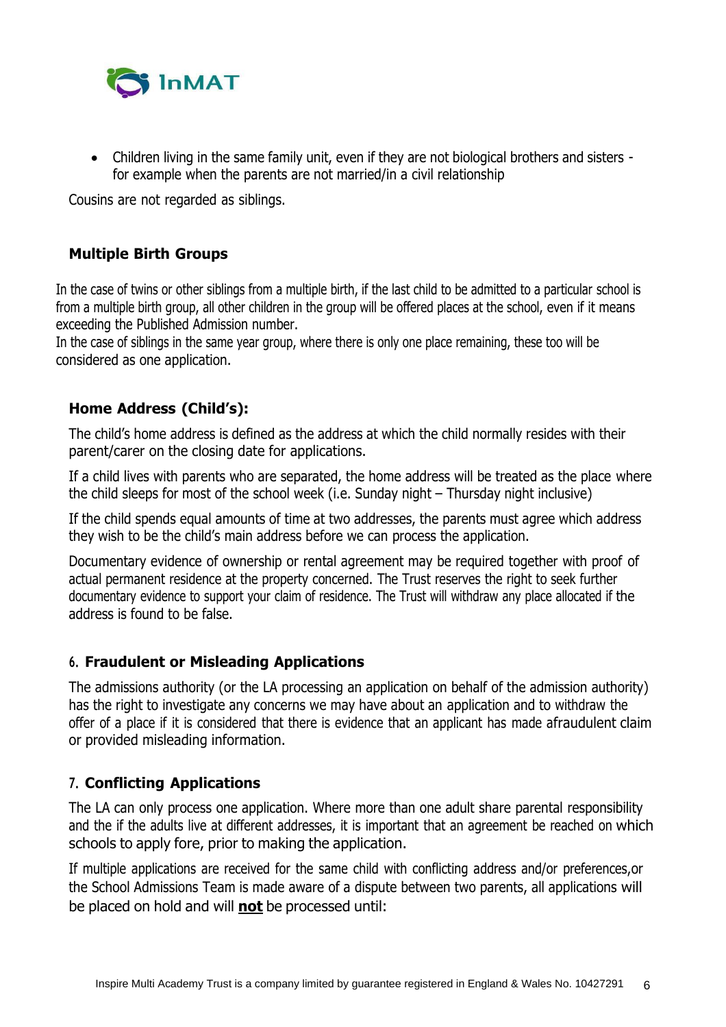- Children living in the same family unit, even if they are not biological brothers and sisters - for example when the parents are not married/in a civil relationship

Cousins are not regarded as siblings.

### Multiple Birth Groups

In the case of twins or other siblings from a multiple birth, if the last child to be admitted to a particular school is from a multiple birth group, all other children in the group will be offered places at the school, even if it means exceeding the Published Admission number.
In the case of siblings in the same year group, where there is only one place remaining, these too will be considered as one application.

### Home Address (Child's):

The child's home address is defined as the address at which the child normally resides with their parent/carer on the closing date for applications.

If a child lives with parents who are separated, the home address will be treated as the place where the child sleeps for most of the school week (i.e. Sunday night – Thursday night inclusive)

If the child spends equal amounts of time at two addresses, the parents must agree which address they wish to be the child's main address before we can process the application.

Documentary evidence of ownership or rental agreement may be required together with proof of actual permanent residence at the property concerned. The Trust reserves the right to seek further documentary evidence to support your claim of residence. The Trust will withdraw any place allocated if the address is found to be false.

## 6. Fraudulent or Misleading Applications

The admissions authority (or the LA processing an application on behalf of the admission authority) has the right to investigate any concerns we may have about an application and to withdraw the offer of a place if it is considered that there is evidence that an applicant has made afraudulent claim or provided misleading information.

## 7. Conflicting Applications

The LA can only process one application. Where more than one adult share parental responsibility and the if the adults live at different addresses, it is important that an agreement be reached on which schools to apply fore, prior to making the application.

If multiple applications are received for the same child with conflicting address and/or preferences,or the School Admissions Team is made aware of a dispute between two parents, all applications will be placed on hold and will **not** be processed until: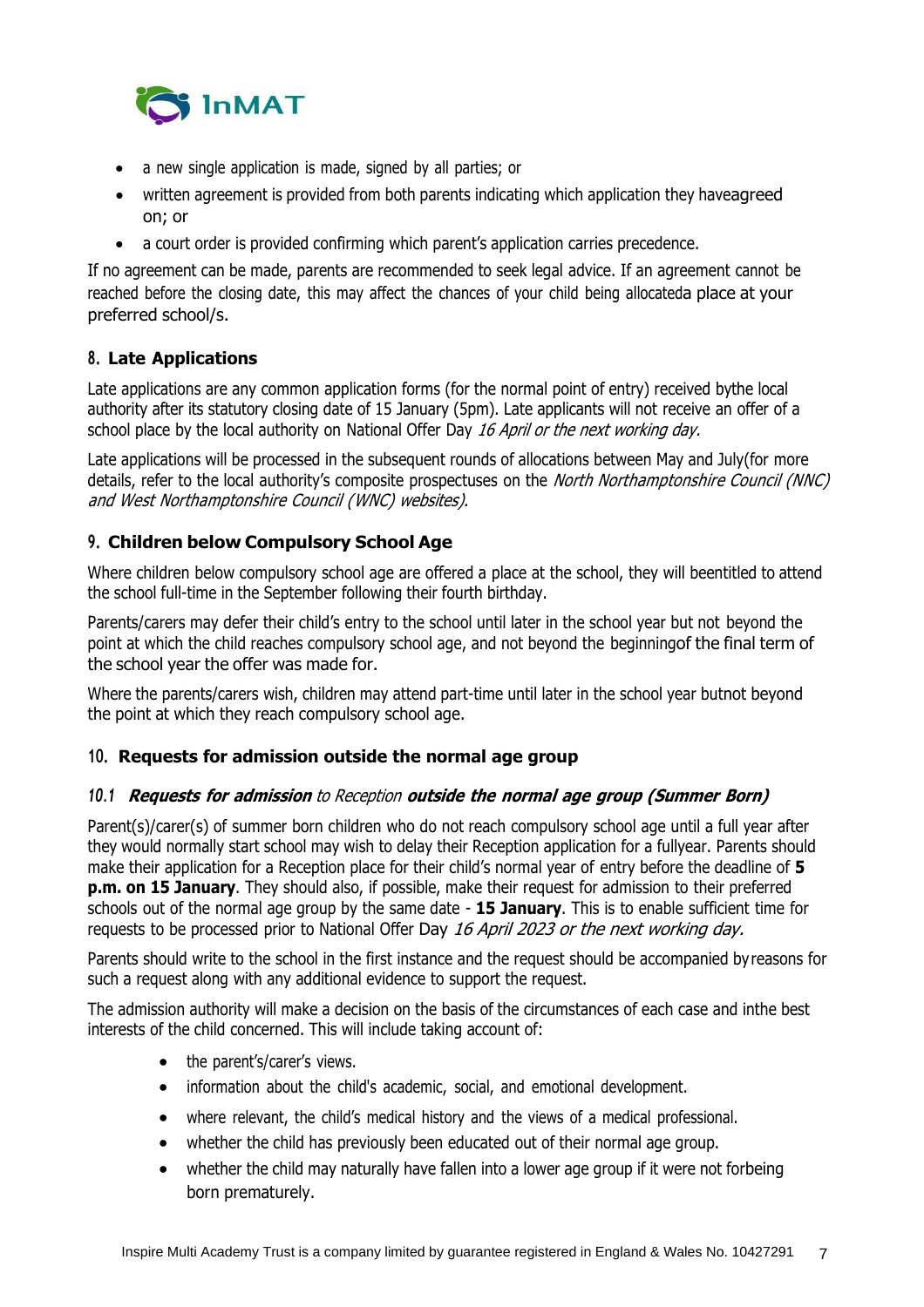- a new single application is made, signed by all parties; or
- written agreement is provided from both parents indicating which application they haveagreed on; or
- a court order is provided confirming which parent's application carries precedence.

If no agreement can be made, parents are recommended to seek legal advice. If an agreement cannot be reached before the closing date, this may affect the chances of your child being allocateda place at your preferred school/s.

## 8. Late Applications

Late applications are any common application forms (for the normal point of entry) received bythe local authority after its statutory closing date of 15 January (5pm). Late applicants will not receive an offer of a school place by the local authority on National Offer Day *16 April or the next working day.*

Late applications will be processed in the subsequent rounds of allocations between May and July(for more details, refer to the local authority's composite prospectuses on the *North Northamptonshire Council (NNC) and West Northamptonshire Council (WNC) websites).*

## 9. Children below Compulsory School Age

Where children below compulsory school age are offered a place at the school, they will beentitled to attend the school full-time in the September following their fourth birthday.

Parents/carers may defer their child's entry to the school until later in the school year but not beyond the point at which the child reaches compulsory school age, and not beyond the beginningof the final term of the school year the offer was made for.

Where the parents/carers wish, children may attend part-time until later in the school year butnot beyond the point at which they reach compulsory school age.

## 10. Requests for admission outside the normal age group

### *10.1* ***Requests for admission*** *to Reception* ***outside the normal age group (Summer Born)***

Parent(s)/carer(s) of summer born children who do not reach compulsory school age until a full year after they would normally start school may wish to delay their Reception application for a fullyear. Parents should make their application for a Reception place for their child's normal year of entry before the deadline of **5 p.m. on 15 January**. They should also, if possible, make their request for admission to their preferred schools out of the normal age group by the same date - **15 January**. This is to enable sufficient time for requests to be processed prior to National Offer Day *16 April 2023 or the next working day.*

Parents should write to the school in the first instance and the request should be accompanied byreasons for such a request along with any additional evidence to support the request.

The admission authority will make a decision on the basis of the circumstances of each case and inthe best interests of the child concerned. This will include taking account of:

- the parent's/carer's views.
- information about the child's academic, social, and emotional development.
- where relevant, the child's medical history and the views of a medical professional.
- whether the child has previously been educated out of their normal age group.
- whether the child may naturally have fallen into a lower age group if it were not forbeing born prematurely.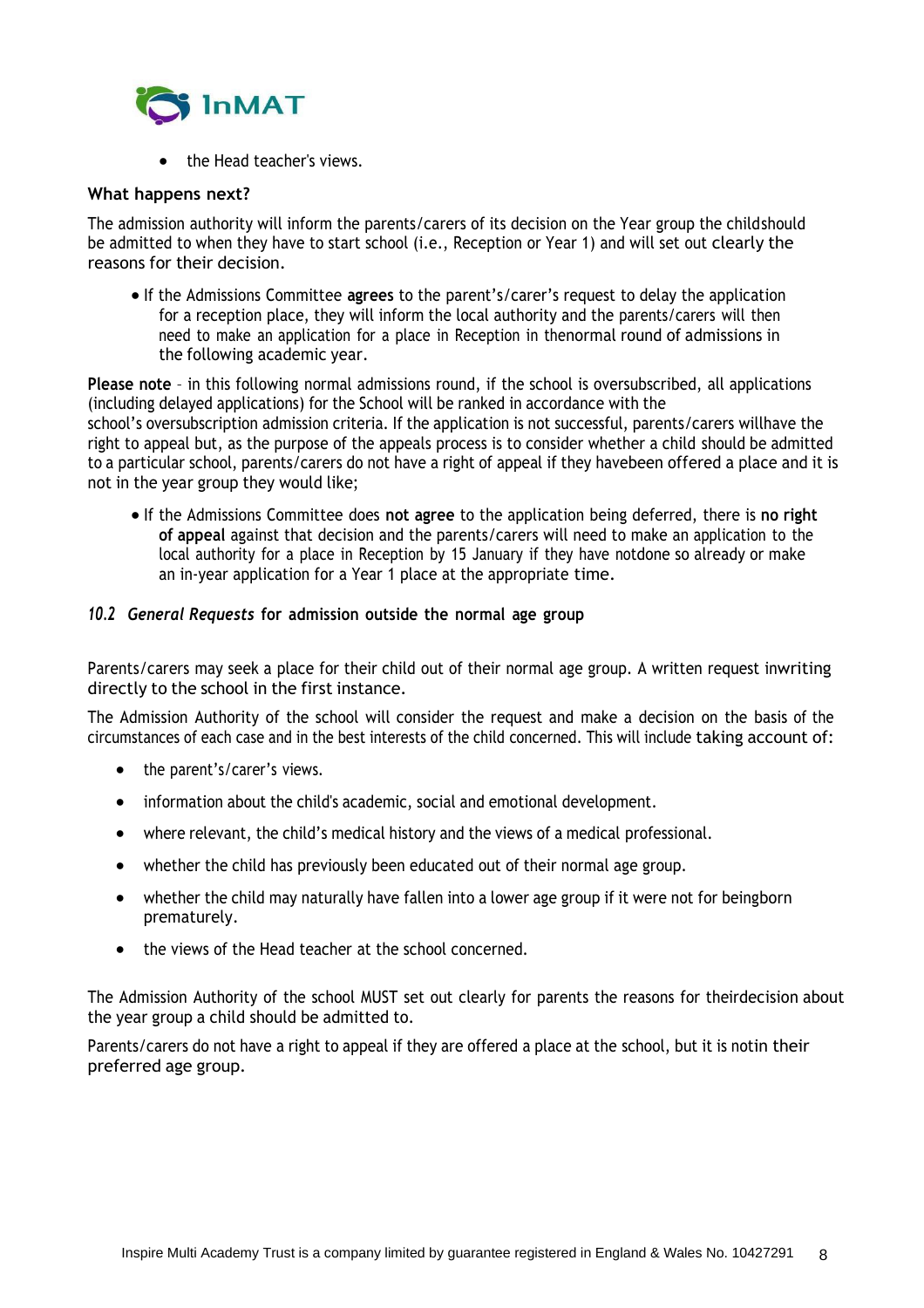- the Head teacher's views.

**What happens next?**

The admission authority will inform the parents/carers of its decision on the Year group the childshould be admitted to when they have to start school (i.e., Reception or Year 1) and will set out clearly the reasons for their decision.

- If the Admissions Committee **agrees** to the parent's/carer's request to delay the application for a reception place, they will inform the local authority and the parents/carers will then need to make an application for a place in Reception in thenormal round of admissions in the following academic year.

**Please note** – in this following normal admissions round, if the school is oversubscribed, all applications (including delayed applications) for the School will be ranked in accordance with the school's oversubscription admission criteria. If the application is not successful, parents/carers willhave the right to appeal but, as the purpose of the appeals process is to consider whether a child should be admitted to a particular school, parents/carers do not have a right of appeal if they havebeen offered a place and it is not in the year group they would like;

- If the Admissions Committee does **not agree** to the application being deferred, there is **no right of appeal** against that decision and the parents/carers will need to make an application to the local authority for a place in Reception by 15 January if they have notdone so already or make an in-year application for a Year 1 place at the appropriate time.

### *10.2 General Requests* for admission outside the normal age group

Parents/carers may seek a place for their child out of their normal age group. A written request inwriting directly to the school in the first instance.

The Admission Authority of the school will consider the request and make a decision on the basis of the circumstances of each case and in the best interests of the child concerned. This will include taking account of:

- the parent's/carer's views.
- information about the child's academic, social and emotional development.
- where relevant, the child's medical history and the views of a medical professional.
- whether the child has previously been educated out of their normal age group.
- whether the child may naturally have fallen into a lower age group if it were not for beingborn prematurely.
- the views of the Head teacher at the school concerned.

The Admission Authority of the school MUST set out clearly for parents the reasons for theirdecision about the year group a child should be admitted to.

Parents/carers do not have a right to appeal if they are offered a place at the school, but it is notin their preferred age group.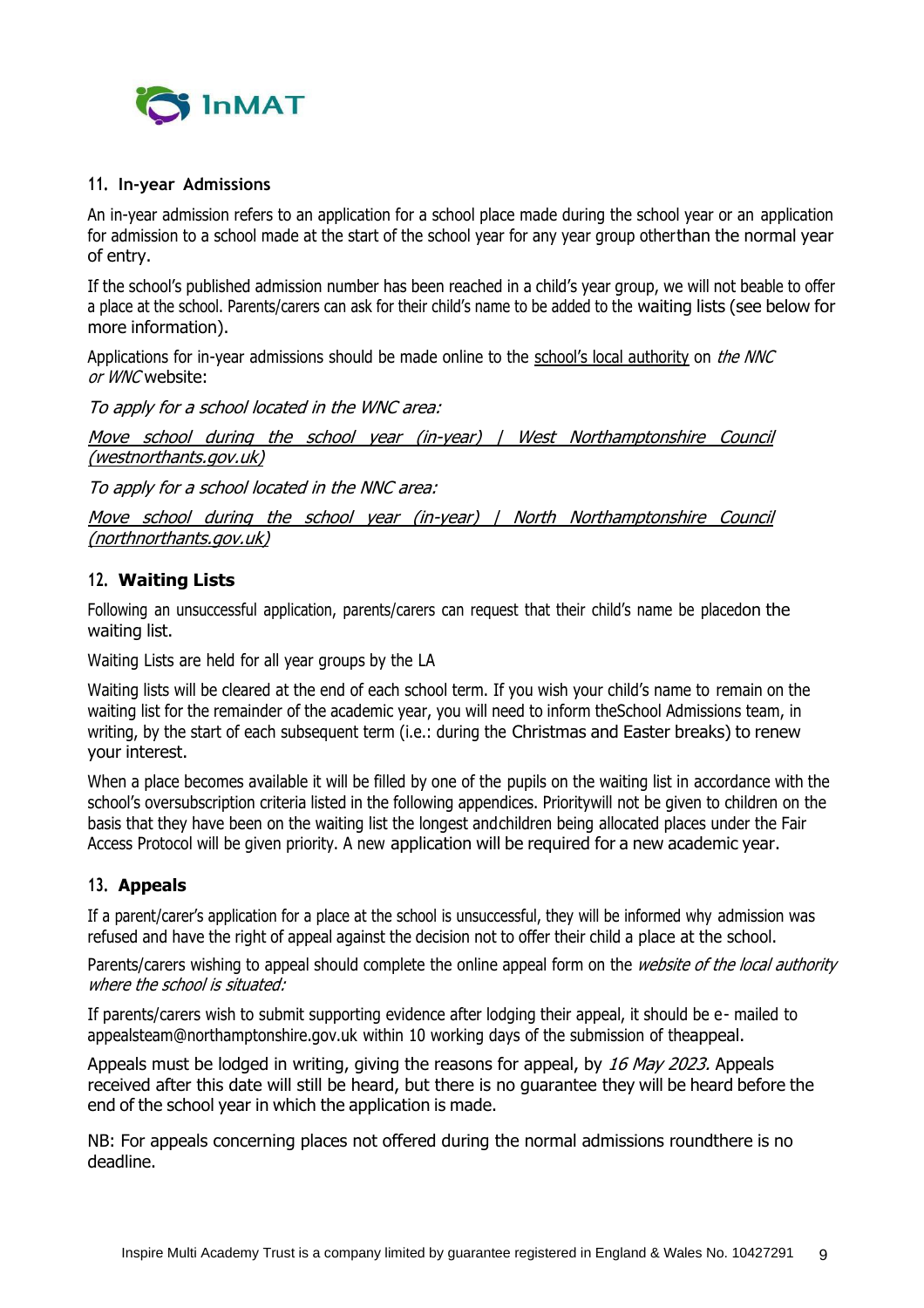## 11. In-year Admissions

An in-year admission refers to an application for a school place made during the school year or an application for admission to a school made at the start of the school year for any year group otherthan the normal year of entry.

If the school's published admission number has been reached in a child's year group, we will not beable to offer a place at the school. Parents/carers can ask for their child's name to be added to the waiting lists (see below for more information).

Applications for in-year admissions should be made online to the school's local authority on *the NNC or WNC* website:

*To apply for a school located in the WNC area:*

*Move school during the school year (in-year) | West Northamptonshire Council (westnorthants.gov.uk)*

*To apply for a school located in the NNC area:*

*Move school during the school year (in-year) | North Northamptonshire Council (northnorthants.gov.uk)*

## 12. **Waiting Lists**

Following an unsuccessful application, parents/carers can request that their child's name be placedon the waiting list.

Waiting Lists are held for all year groups by the LA

Waiting lists will be cleared at the end of each school term. If you wish your child's name to remain on the waiting list for the remainder of the academic year, you will need to inform theSchool Admissions team, in writing, by the start of each subsequent term (i.e.: during the Christmas and Easter breaks) to renew your interest.

When a place becomes available it will be filled by one of the pupils on the waiting list in accordance with the school's oversubscription criteria listed in the following appendices. Prioritywill not be given to children on the basis that they have been on the waiting list the longest andchildren being allocated places under the Fair Access Protocol will be given priority. A new application will be required for a new academic year.

## 13. **Appeals**

If a parent/carer's application for a place at the school is unsuccessful, they will be informed why admission was refused and have the right of appeal against the decision not to offer their child a place at the school.

Parents/carers wishing to appeal should complete the online appeal form on the *website of the local authority where the school is situated:*

If parents/carers wish to submit supporting evidence after lodging their appeal, it should be e- mailed to appealsteam@northamptonshire.gov.uk within 10 working days of the submission of theappeal.

Appeals must be lodged in writing, giving the reasons for appeal, by *16 May 2023.* Appeals received after this date will still be heard, but there is no guarantee they will be heard before the end of the school year in which the application is made.

NB: For appeals concerning places not offered during the normal admissions roundthere is no deadline.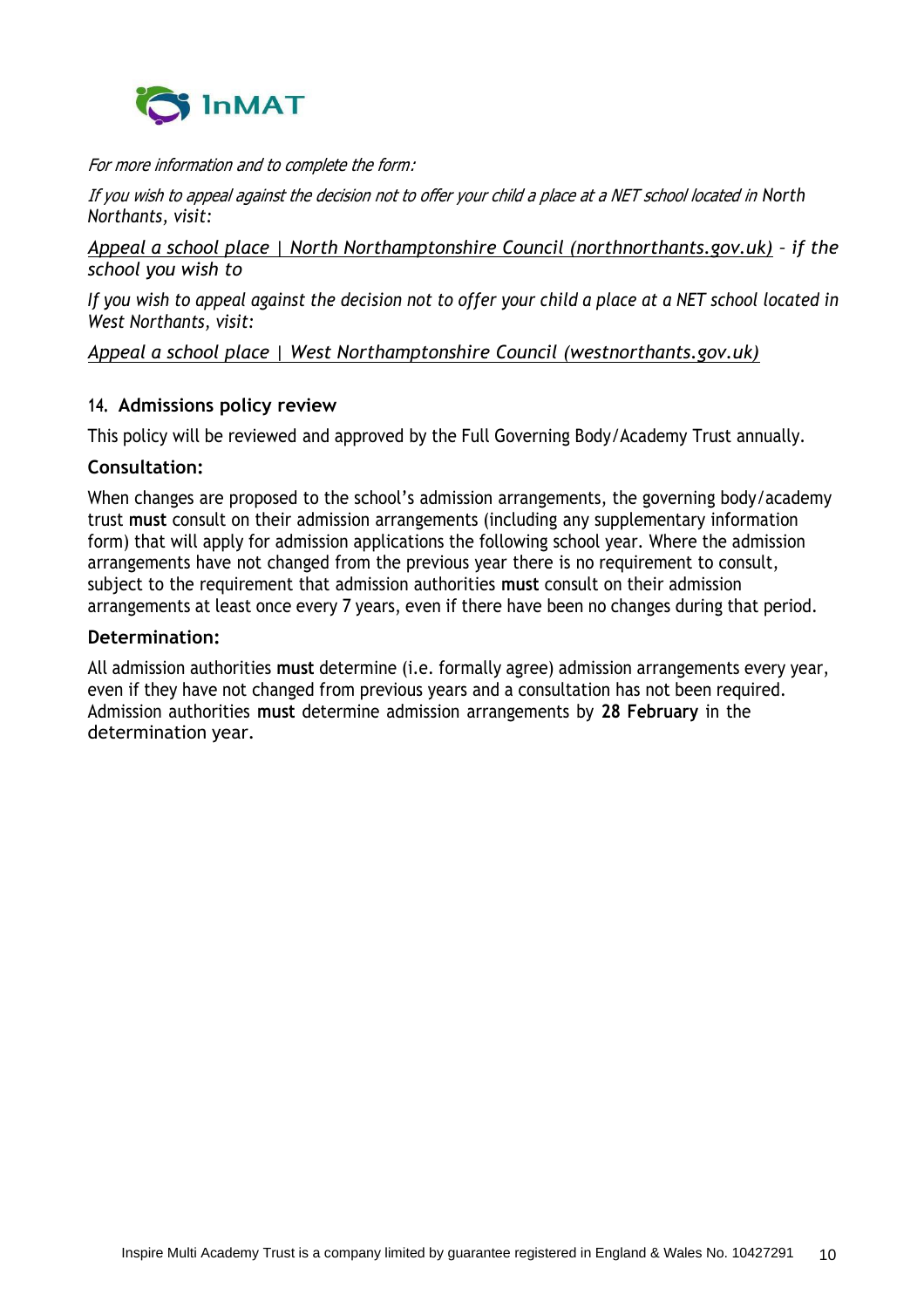*For more information and to complete the form:*

*If you wish to appeal against the decision not to offer your child a place at a NET school located in North Northants, visit:*

*Appeal a school place | North Northamptonshire Council (northnorthants.gov.uk) – if the school you wish to*

*If you wish to appeal against the decision not to offer your child a place at a NET school located in West Northants, visit:*

*Appeal a school place | West Northamptonshire Council (westnorthants.gov.uk)*

## 14. Admissions policy review

This policy will be reviewed and approved by the Full Governing Body/Academy Trust annually.

### Consultation:

When changes are proposed to the school's admission arrangements, the governing body/academy trust **must** consult on their admission arrangements (including any supplementary information form) that will apply for admission applications the following school year. Where the admission arrangements have not changed from the previous year there is no requirement to consult, subject to the requirement that admission authorities **must** consult on their admission arrangements at least once every 7 years, even if there have been no changes during that period.

### Determination:

All admission authorities **must** determine (i.e. formally agree) admission arrangements every year, even if they have not changed from previous years and a consultation has not been required. Admission authorities **must** determine admission arrangements by **28 February** in the determination year.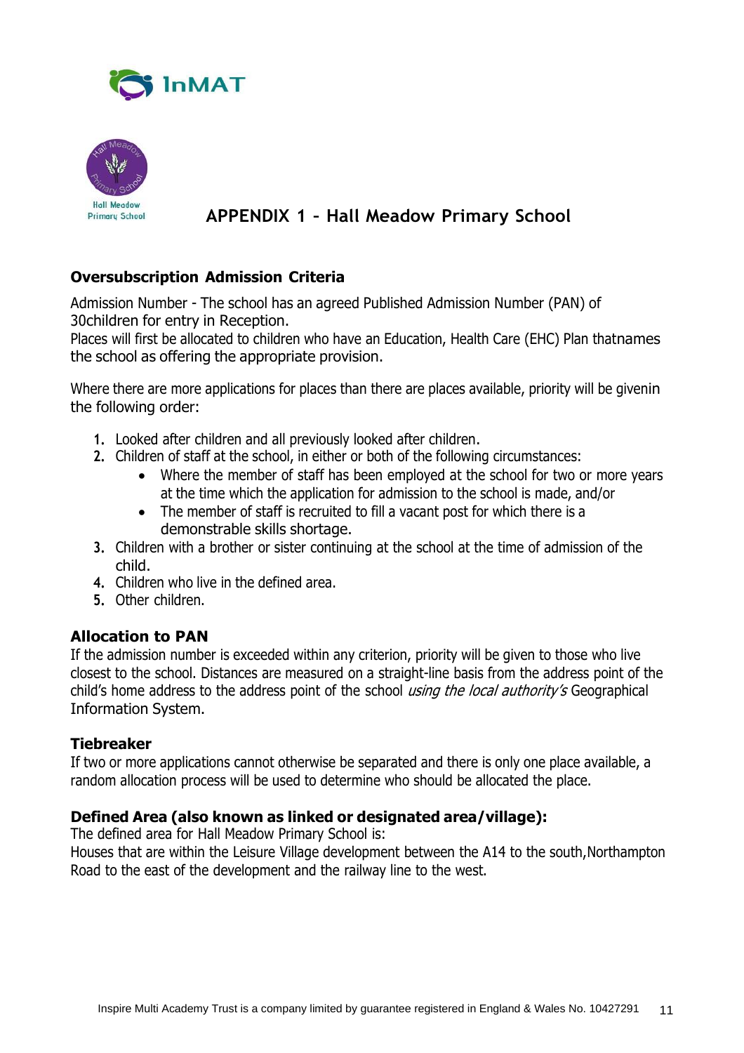# APPENDIX 1 – Hall Meadow Primary School

## Oversubscription Admission Criteria

Admission Number - The school has an agreed Published Admission Number (PAN) of 30children for entry in Reception.
Places will first be allocated to children who have an Education, Health Care (EHC) Plan thatnames the school as offering the appropriate provision.

Where there are more applications for places than there are places available, priority will be givenin the following order:

1. Looked after children and all previously looked after children.
2. Children of staff at the school, in either or both of the following circumstances:
    - Where the member of staff has been employed at the school for two or more years at the time which the application for admission to the school is made, and/or
    - The member of staff is recruited to fill a vacant post for which there is a demonstrable skills shortage.
3. Children with a brother or sister continuing at the school at the time of admission of the child.
4. Children who live in the defined area.
5. Other children.

### Allocation to PAN

If the admission number is exceeded within any criterion, priority will be given to those who live closest to the school. Distances are measured on a straight-line basis from the address point of the child's home address to the address point of the school *using the local authority's* Geographical Information System.

### Tiebreaker

If two or more applications cannot otherwise be separated and there is only one place available, a random allocation process will be used to determine who should be allocated the place.

### Defined Area (also known as linked or designated area/village):

The defined area for Hall Meadow Primary School is:
Houses that are within the Leisure Village development between the A14 to the south,Northampton Road to the east of the development and the railway line to the west.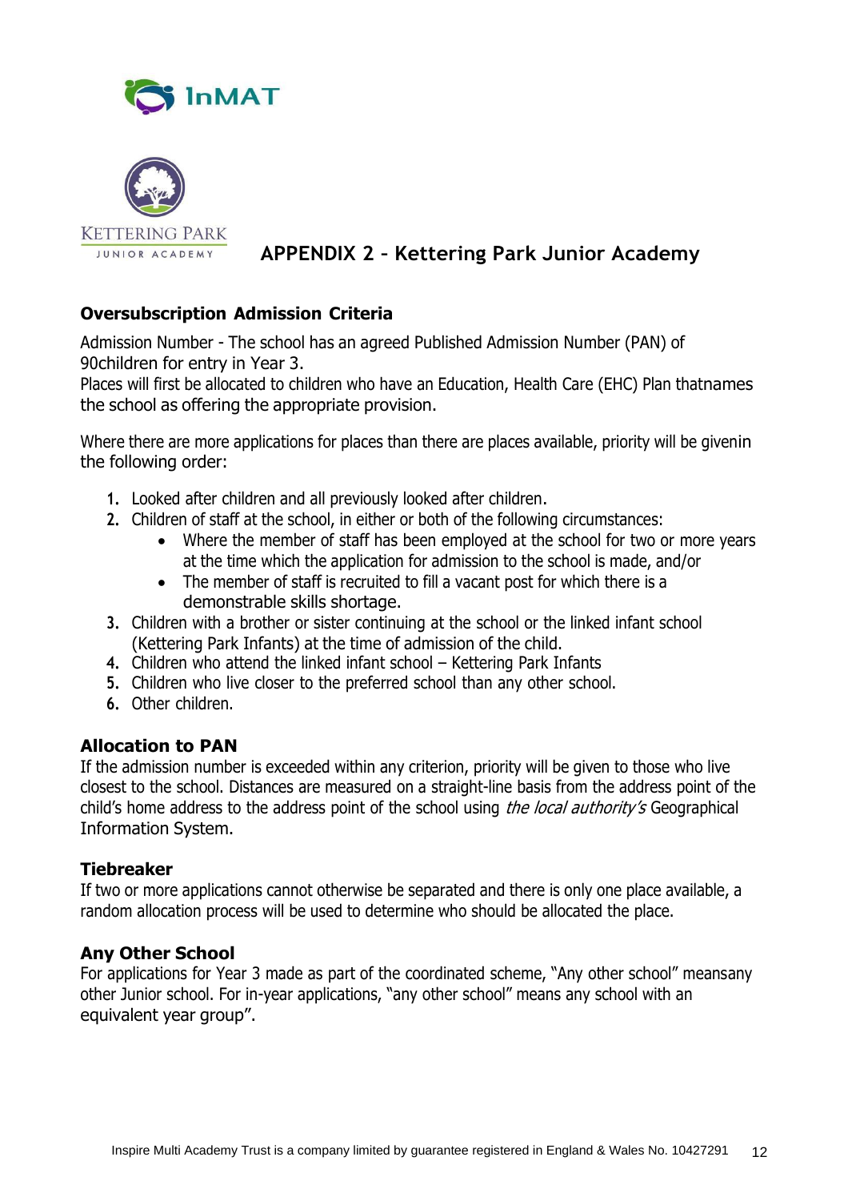InMAT

KETTERING PARK
JUNIOR ACADEMY

# APPENDIX 2 – Kettering Park Junior Academy

### Oversubscription Admission Criteria

Admission Number - The school has an agreed Published Admission Number (PAN) of 90children for entry in Year 3.
Places will first be allocated to children who have an Education, Health Care (EHC) Plan thatnames the school as offering the appropriate provision.

Where there are more applications for places than there are places available, priority will be givenin the following order:

1. Looked after children and all previously looked after children.
2. Children of staff at the school, in either or both of the following circumstances:
   - Where the member of staff has been employed at the school for two or more years at the time which the application for admission to the school is made, and/or
   - The member of staff is recruited to fill a vacant post for which there is a demonstrable skills shortage.
3. Children with a brother or sister continuing at the school or the linked infant school (Kettering Park Infants) at the time of admission of the child.
4. Children who attend the linked infant school – Kettering Park Infants
5. Children who live closer to the preferred school than any other school.
6. Other children.

### Allocation to PAN

If the admission number is exceeded within any criterion, priority will be given to those who live closest to the school. Distances are measured on a straight-line basis from the address point of the child's home address to the address point of the school using *the local authority's* Geographical Information System.

### Tiebreaker

If two or more applications cannot otherwise be separated and there is only one place available, a random allocation process will be used to determine who should be allocated the place.

### Any Other School

For applications for Year 3 made as part of the coordinated scheme, "Any other school" meansany other Junior school. For in-year applications, "any other school" means any school with an equivalent year group".

Inspire Multi Academy Trust is a company limited by guarantee registered in England & Wales No. 10427291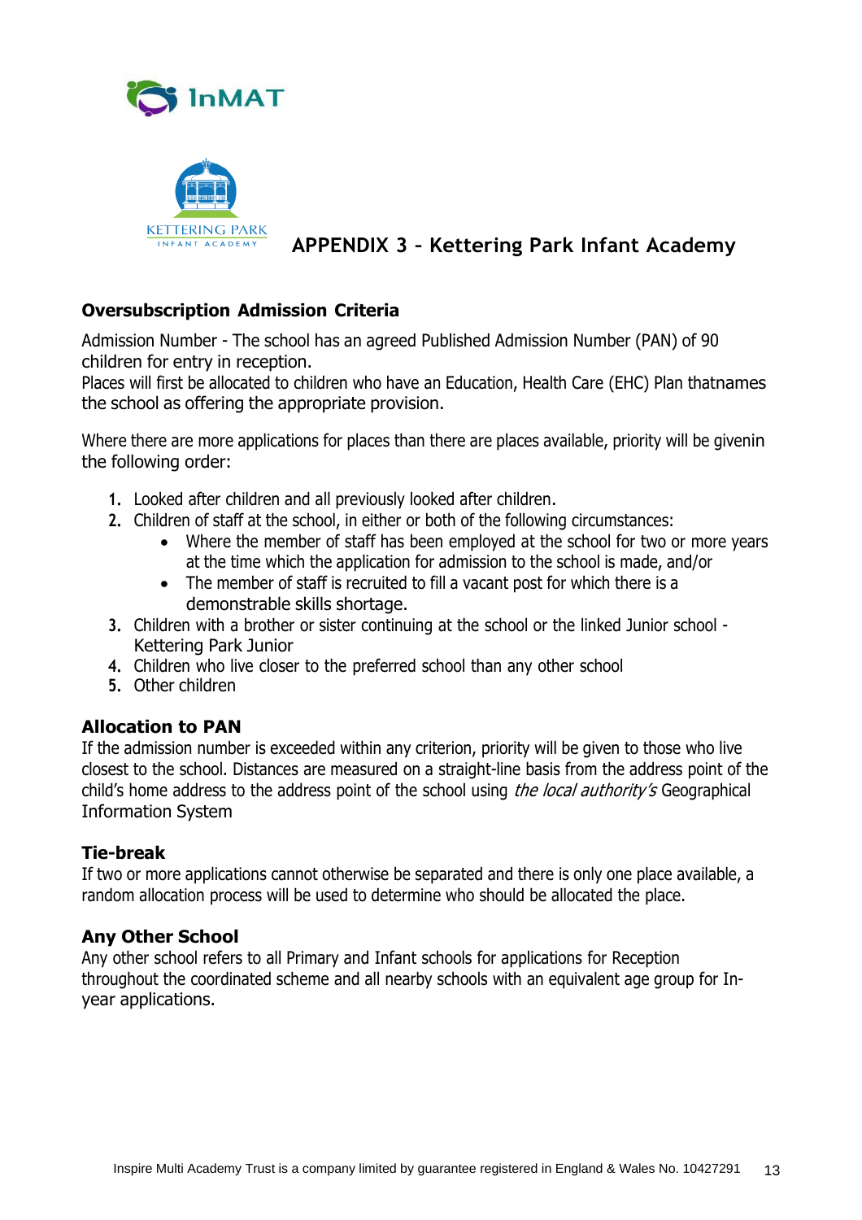## APPENDIX 3 – Kettering Park Infant Academy

### Oversubscription Admission Criteria

Admission Number - The school has an agreed Published Admission Number (PAN) of 90 children for entry in reception.
Places will first be allocated to children who have an Education, Health Care (EHC) Plan thatnames the school as offering the appropriate provision.

Where there are more applications for places than there are places available, priority will be givenin the following order:

1. Looked after children and all previously looked after children.
2. Children of staff at the school, in either or both of the following circumstances:
   - Where the member of staff has been employed at the school for two or more years at the time which the application for admission to the school is made, and/or
   - The member of staff is recruited to fill a vacant post for which there is a demonstrable skills shortage.
3. Children with a brother or sister continuing at the school or the linked Junior school - Kettering Park Junior
4. Children who live closer to the preferred school than any other school
5. Other children

### Allocation to PAN

If the admission number is exceeded within any criterion, priority will be given to those who live closest to the school. Distances are measured on a straight-line basis from the address point of the child's home address to the address point of the school using *the local authority's* Geographical Information System

### Tie-break

If two or more applications cannot otherwise be separated and there is only one place available, a random allocation process will be used to determine who should be allocated the place.

### Any Other School

Any other school refers to all Primary and Infant schools for applications for Reception throughout the coordinated scheme and all nearby schools with an equivalent age group for In-year applications.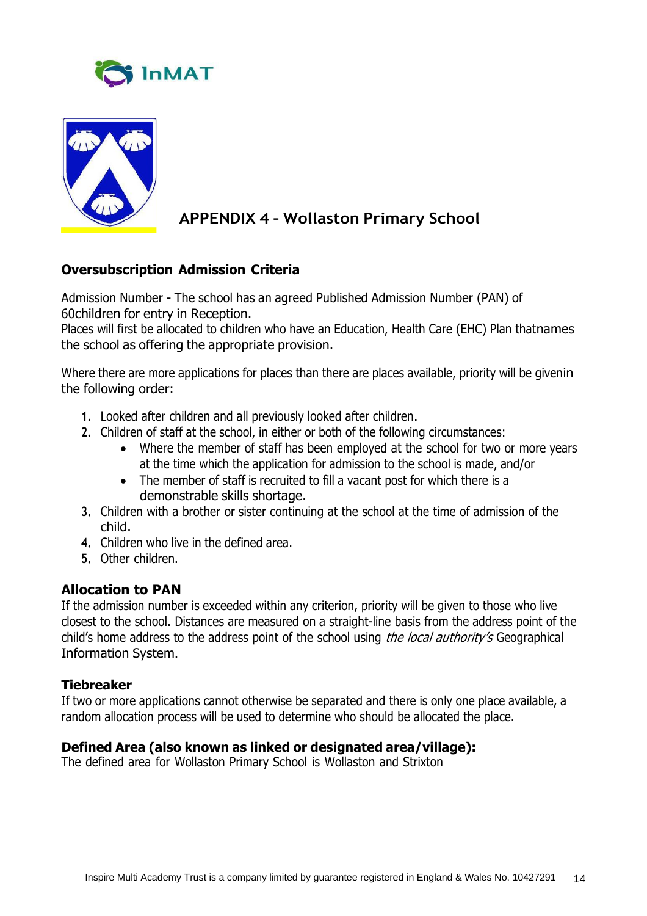## APPENDIX 4 - Wollaston Primary School

### Oversubscription Admission Criteria

Admission Number - The school has an agreed Published Admission Number (PAN) of 60children for entry in Reception.
Places will first be allocated to children who have an Education, Health Care (EHC) Plan thatnames the school as offering the appropriate provision.

Where there are more applications for places than there are places available, priority will be givenin the following order:

1. Looked after children and all previously looked after children.
2. Children of staff at the school, in either or both of the following circumstances:
    - Where the member of staff has been employed at the school for two or more years at the time which the application for admission to the school is made, and/or
    - The member of staff is recruited to fill a vacant post for which there is a demonstrable skills shortage.
3. Children with a brother or sister continuing at the school at the time of admission of the child.
4. Children who live in the defined area.
5. Other children.

### Allocation to PAN

If the admission number is exceeded within any criterion, priority will be given to those who live closest to the school. Distances are measured on a straight-line basis from the address point of the child's home address to the address point of the school using *the local authority's* Geographical Information System.

### Tiebreaker

If two or more applications cannot otherwise be separated and there is only one place available, a random allocation process will be used to determine who should be allocated the place.

### Defined Area (also known as linked or designated area/village):

The defined area for Wollaston Primary School is Wollaston and Strixton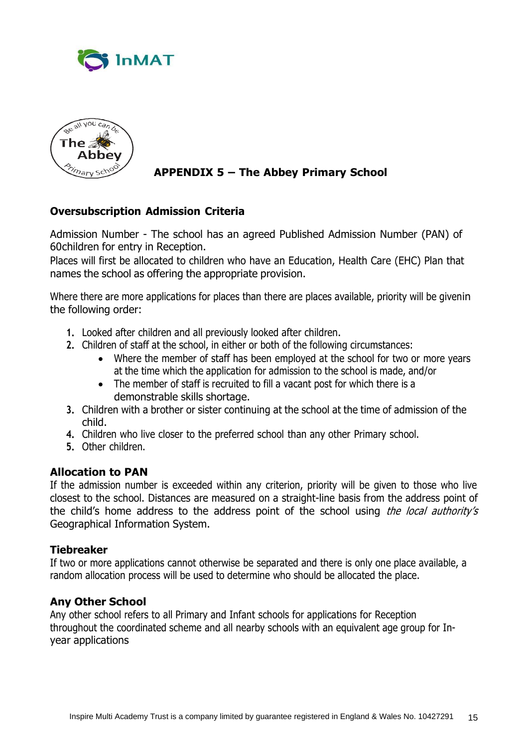## APPENDIX 5 – The Abbey Primary School

### Oversubscription Admission Criteria

Admission Number - The school has an agreed Published Admission Number (PAN) of 60children for entry in Reception.
Places will first be allocated to children who have an Education, Health Care (EHC) Plan that names the school as offering the appropriate provision.

Where there are more applications for places than there are places available, priority will be givenin the following order:

1. Looked after children and all previously looked after children.
2. Children of staff at the school, in either or both of the following circumstances:
   - Where the member of staff has been employed at the school for two or more years at the time which the application for admission to the school is made, and/or
   - The member of staff is recruited to fill a vacant post for which there is a demonstrable skills shortage.
3. Children with a brother or sister continuing at the school at the time of admission of the child.
4. Children who live closer to the preferred school than any other Primary school.
5. Other children.

### Allocation to PAN

If the admission number is exceeded within any criterion, priority will be given to those who live closest to the school. Distances are measured on a straight-line basis from the address point of the child's home address to the address point of the school using *the local authority's* Geographical Information System.

### Tiebreaker

If two or more applications cannot otherwise be separated and there is only one place available, a random allocation process will be used to determine who should be allocated the place.

### Any Other School

Any other school refers to all Primary and Infant schools for applications for Reception throughout the coordinated scheme and all nearby schools with an equivalent age group for In-year applications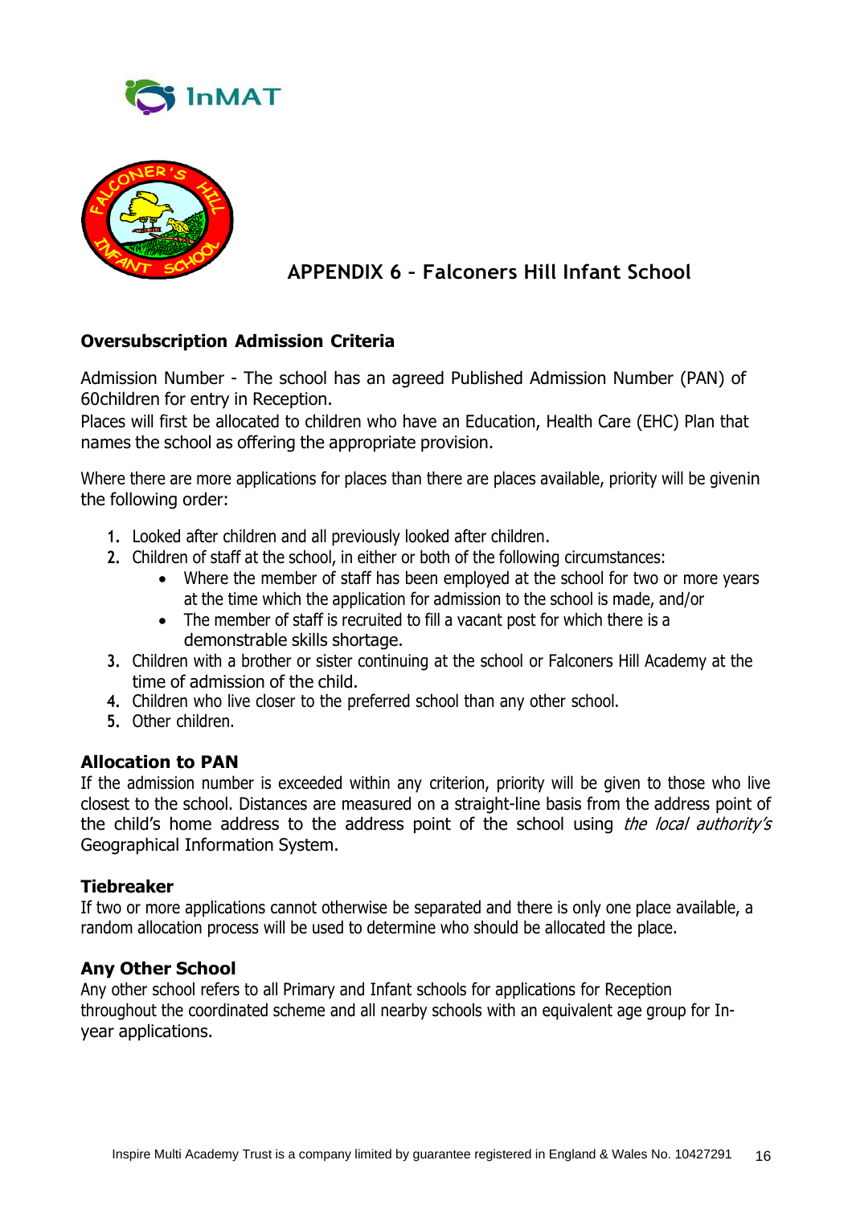# APPENDIX 6 – Falconers Hill Infant School

## Oversubscription Admission Criteria

Admission Number - The school has an agreed Published Admission Number (PAN) of 60children for entry in Reception.
Places will first be allocated to children who have an Education, Health Care (EHC) Plan that names the school as offering the appropriate provision.

Where there are more applications for places than there are places available, priority will be givenin the following order:

1. Looked after children and all previously looked after children.
2. Children of staff at the school, in either or both of the following circumstances:
   - Where the member of staff has been employed at the school for two or more years at the time which the application for admission to the school is made, and/or
   - The member of staff is recruited to fill a vacant post for which there is a demonstrable skills shortage.
3. Children with a brother or sister continuing at the school or Falconers Hill Academy at the time of admission of the child.
4. Children who live closer to the preferred school than any other school.
5. Other children.

### Allocation to PAN

If the admission number is exceeded within any criterion, priority will be given to those who live closest to the school. Distances are measured on a straight-line basis from the address point of the child's home address to the address point of the school using *the local authority's* Geographical Information System.

### Tiebreaker

If two or more applications cannot otherwise be separated and there is only one place available, a random allocation process will be used to determine who should be allocated the place.

### Any Other School

Any other school refers to all Primary and Infant schools for applications for Reception throughout the coordinated scheme and all nearby schools with an equivalent age group for In-year applications.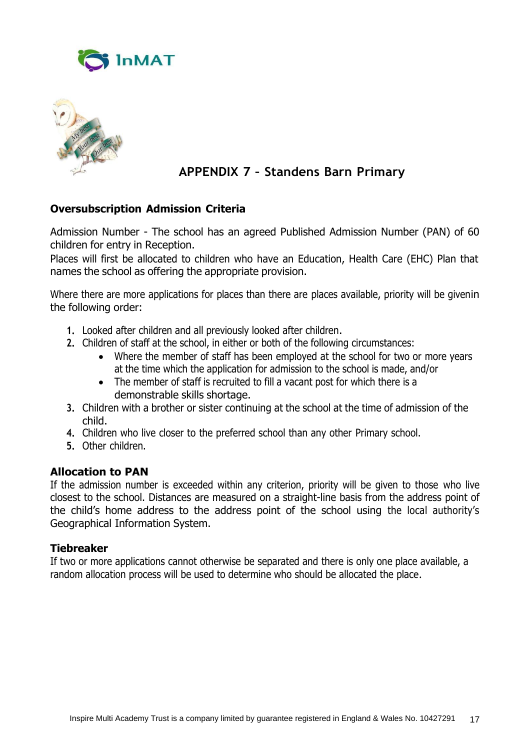# APPENDIX 7 – Standens Barn Primary

## Oversubscription Admission Criteria

Admission Number - The school has an agreed Published Admission Number (PAN) of 60 children for entry in Reception.

Places will first be allocated to children who have an Education, Health Care (EHC) Plan that names the school as offering the appropriate provision.

Where there are more applications for places than there are places available, priority will be givenin the following order:

1. Looked after children and all previously looked after children.
2. Children of staff at the school, in either or both of the following circumstances:
   - Where the member of staff has been employed at the school for two or more years at the time which the application for admission to the school is made, and/or
   - The member of staff is recruited to fill a vacant post for which there is a demonstrable skills shortage.
3. Children with a brother or sister continuing at the school at the time of admission of the child.
4. Children who live closer to the preferred school than any other Primary school.
5. Other children.

### Allocation to PAN

If the admission number is exceeded within any criterion, priority will be given to those who live closest to the school. Distances are measured on a straight-line basis from the address point of the child's home address to the address point of the school using the local authority's Geographical Information System.

### Tiebreaker

If two or more applications cannot otherwise be separated and there is only one place available, a random allocation process will be used to determine who should be allocated the place.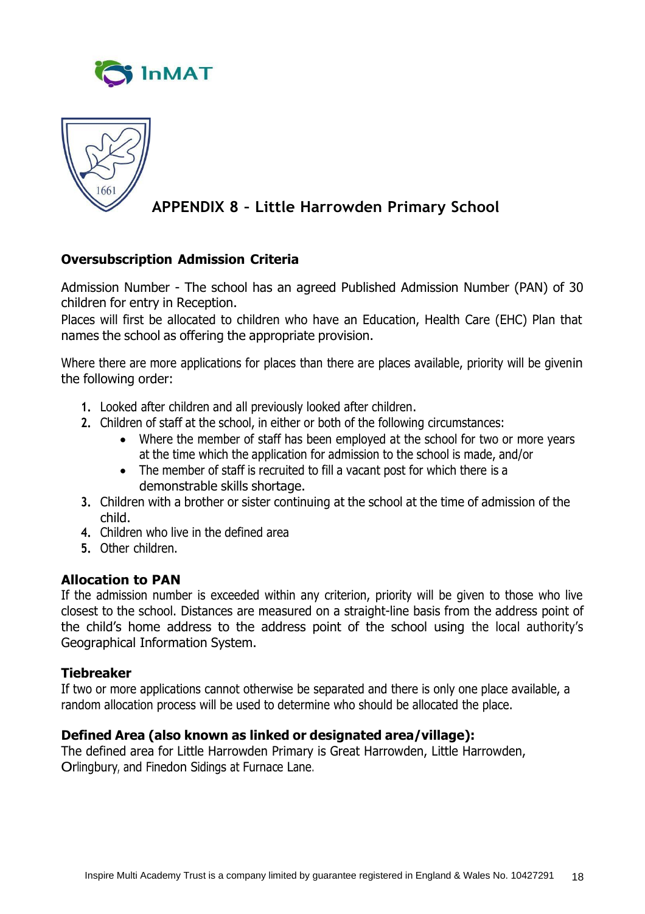## APPENDIX 8 - Little Harrowden Primary School

### Oversubscription Admission Criteria

Admission Number - The school has an agreed Published Admission Number (PAN) of 30 children for entry in Reception.

Places will first be allocated to children who have an Education, Health Care (EHC) Plan that names the school as offering the appropriate provision.

Where there are more applications for places than there are places available, priority will be givenin the following order:

1. Looked after children and all previously looked after children.
2. Children of staff at the school, in either or both of the following circumstances:
   - Where the member of staff has been employed at the school for two or more years at the time which the application for admission to the school is made, and/or
   - The member of staff is recruited to fill a vacant post for which there is a demonstrable skills shortage.
3. Children with a brother or sister continuing at the school at the time of admission of the child.
4. Children who live in the defined area
5. Other children.

### Allocation to PAN

If the admission number is exceeded within any criterion, priority will be given to those who live closest to the school. Distances are measured on a straight-line basis from the address point of the child's home address to the address point of the school using the local authority's Geographical Information System.

### Tiebreaker

If two or more applications cannot otherwise be separated and there is only one place available, a random allocation process will be used to determine who should be allocated the place.

### Defined Area (also known as linked or designated area/village):

The defined area for Little Harrowden Primary is Great Harrowden, Little Harrowden, Orlingbury, and Finedon Sidings at Furnace Lane.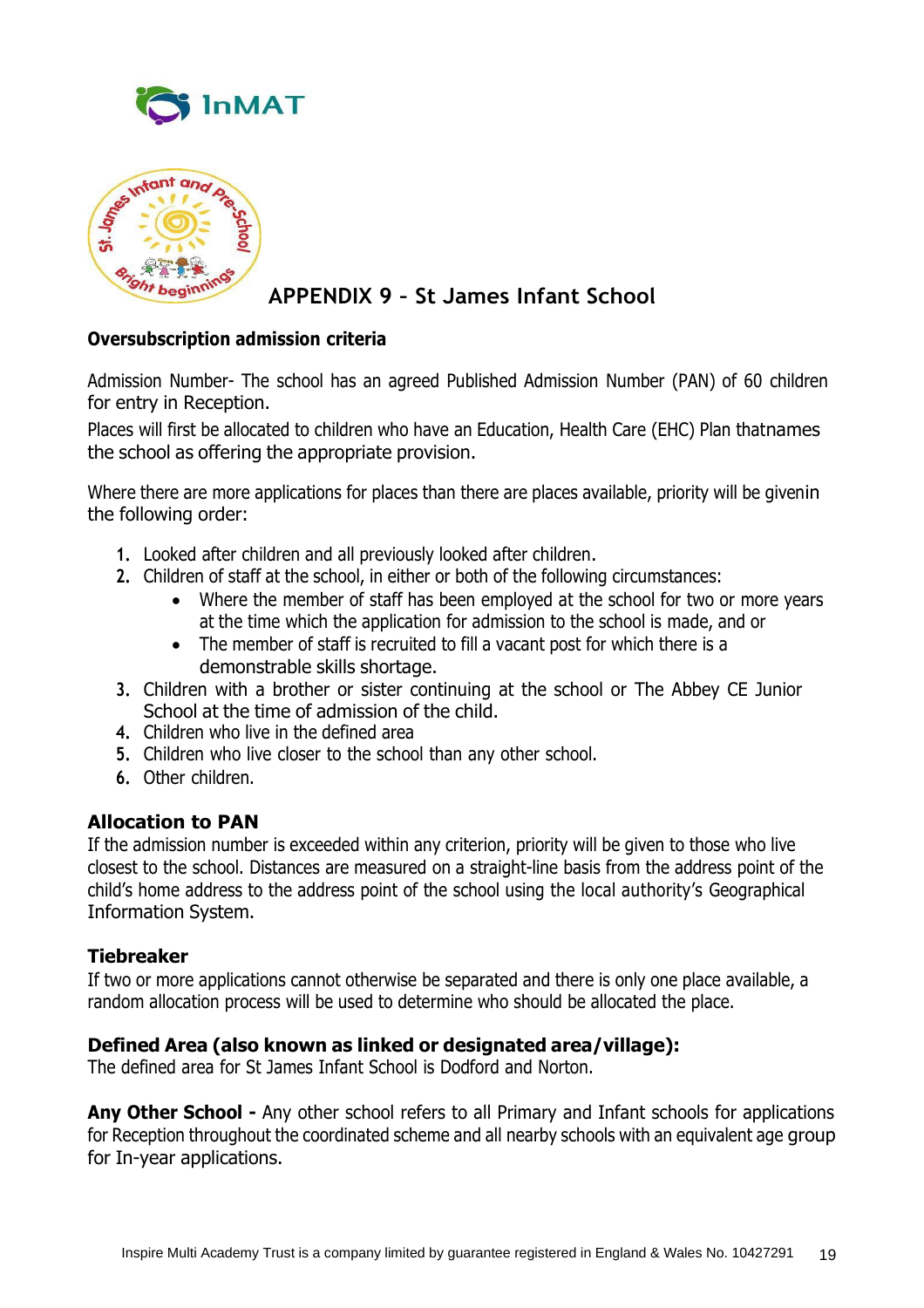# APPENDIX 9 – St James Infant School

**Oversubscription admission criteria**

Admission Number- The school has an agreed Published Admission Number (PAN) of 60 children for entry in Reception.

Places will first be allocated to children who have an Education, Health Care (EHC) Plan thatnames the school as offering the appropriate provision.

Where there are more applications for places than there are places available, priority will be givenin the following order:

1. Looked after children and all previously looked after children.
2. Children of staff at the school, in either or both of the following circumstances:
   - Where the member of staff has been employed at the school for two or more years at the time which the application for admission to the school is made, and or
   - The member of staff is recruited to fill a vacant post for which there is a demonstrable skills shortage.
3. Children with a brother or sister continuing at the school or The Abbey CE Junior School at the time of admission of the child.
4. Children who live in the defined area
5. Children who live closer to the school than any other school.
6. Other children.

## Allocation to PAN

If the admission number is exceeded within any criterion, priority will be given to those who live closest to the school. Distances are measured on a straight-line basis from the address point of the child's home address to the address point of the school using the local authority's Geographical Information System.

## Tiebreaker

If two or more applications cannot otherwise be separated and there is only one place available, a random allocation process will be used to determine who should be allocated the place.

## Defined Area (also known as linked or designated area/village):

The defined area for St James Infant School is Dodford and Norton.

**Any Other School -** Any other school refers to all Primary and Infant schools for applications for Reception throughout the coordinated scheme and all nearby schools with an equivalent age group for In-year applications.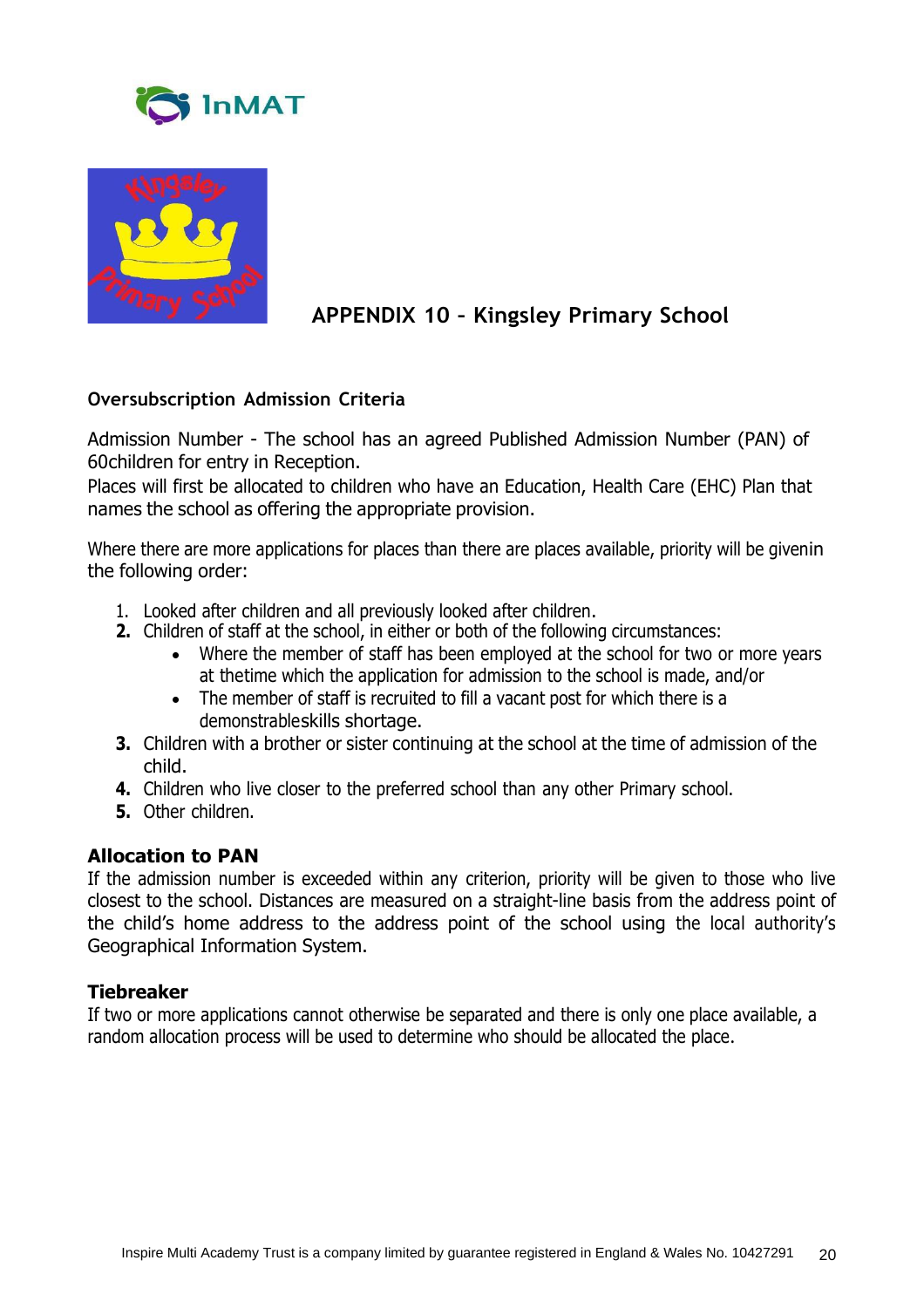# APPENDIX 10 – Kingsley Primary School

### Oversubscription Admission Criteria

Admission Number - The school has an agreed Published Admission Number (PAN) of 60children for entry in Reception.

Places will first be allocated to children who have an Education, Health Care (EHC) Plan that names the school as offering the appropriate provision.

Where there are more applications for places than there are places available, priority will be givenin the following order:

1. Looked after children and all previously looked after children.
2. Children of staff at the school, in either or both of the following circumstances:
   - Where the member of staff has been employed at the school for two or more years at thetime which the application for admission to the school is made, and/or
   - The member of staff is recruited to fill a vacant post for which there is a demonstrableskills shortage.
3. Children with a brother or sister continuing at the school at the time of admission of the child.
4. Children who live closer to the preferred school than any other Primary school.
5. Other children.

### Allocation to PAN

If the admission number is exceeded within any criterion, priority will be given to those who live closest to the school. Distances are measured on a straight-line basis from the address point of the child's home address to the address point of the school using the local authority's Geographical Information System.

### Tiebreaker

If two or more applications cannot otherwise be separated and there is only one place available, a random allocation process will be used to determine who should be allocated the place.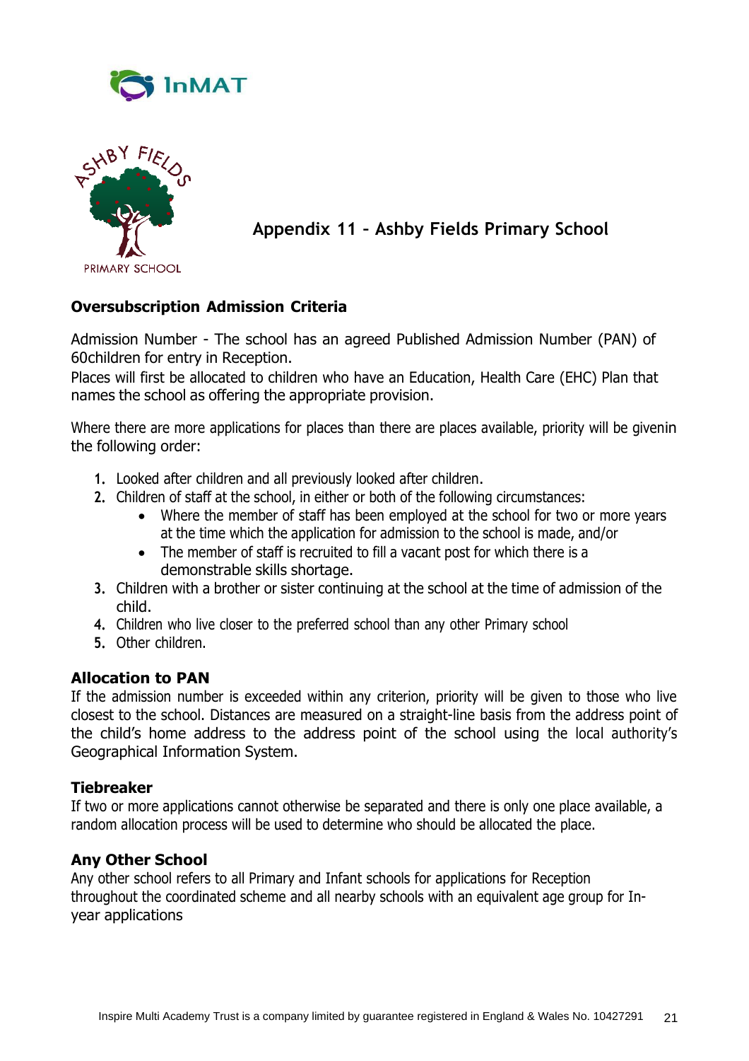# Appendix 11 – Ashby Fields Primary School

## Oversubscription Admission Criteria

Admission Number - The school has an agreed Published Admission Number (PAN) of 60children for entry in Reception.
Places will first be allocated to children who have an Education, Health Care (EHC) Plan that names the school as offering the appropriate provision.

Where there are more applications for places than there are places available, priority will be givenin the following order:

1. Looked after children and all previously looked after children.
2. Children of staff at the school, in either or both of the following circumstances:
   - Where the member of staff has been employed at the school for two or more years at the time which the application for admission to the school is made, and/or
   - The member of staff is recruited to fill a vacant post for which there is a demonstrable skills shortage.
3. Children with a brother or sister continuing at the school at the time of admission of the child.
4. Children who live closer to the preferred school than any other Primary school
5. Other children.

### Allocation to PAN

If the admission number is exceeded within any criterion, priority will be given to those who live closest to the school. Distances are measured on a straight-line basis from the address point of the child's home address to the address point of the school using the local authority's Geographical Information System.

### Tiebreaker

If two or more applications cannot otherwise be separated and there is only one place available, a random allocation process will be used to determine who should be allocated the place.

### Any Other School

Any other school refers to all Primary and Infant schools for applications for Reception throughout the coordinated scheme and all nearby schools with an equivalent age group for In-year applications